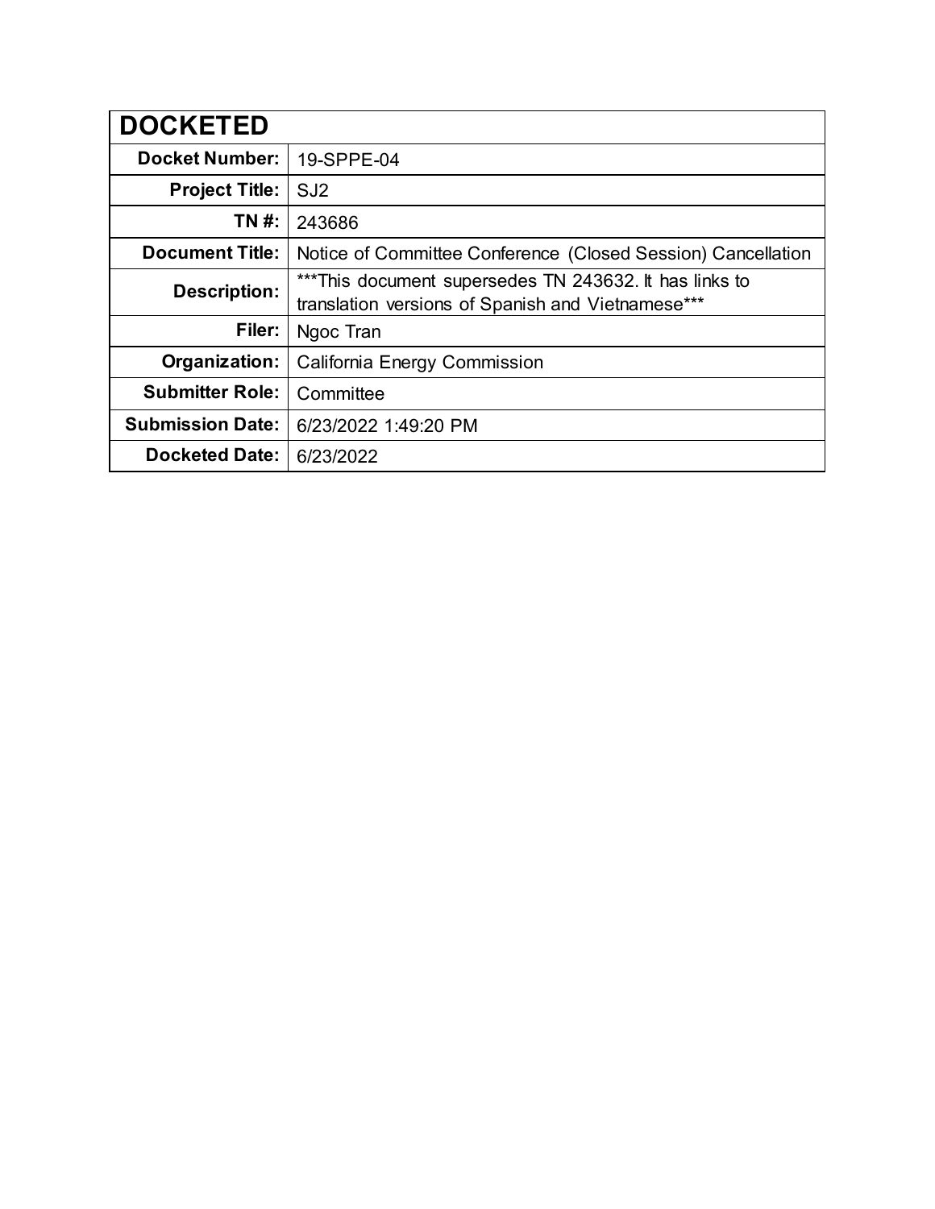| DOCKETED | |
|---|---|
| **Docket Number:** | 19-SPPE-04 |
| **Project Title:** | SJ2 |
| **TN #:** | 243686 |
| **Document Title:** | Notice of Committee Conference (Closed Session) Cancellation |
| **Description:** | ***This document supersedes TN 243632. It has links to translation versions of Spanish and Vietnamese*** |
| **Filer:** | Ngoc Tran |
| **Organization:** | California Energy Commission |
| **Submitter Role:** | Committee |
| **Submission Date:** | 6/23/2022 1:49:20 PM |
| **Docketed Date:** | 6/23/2022 |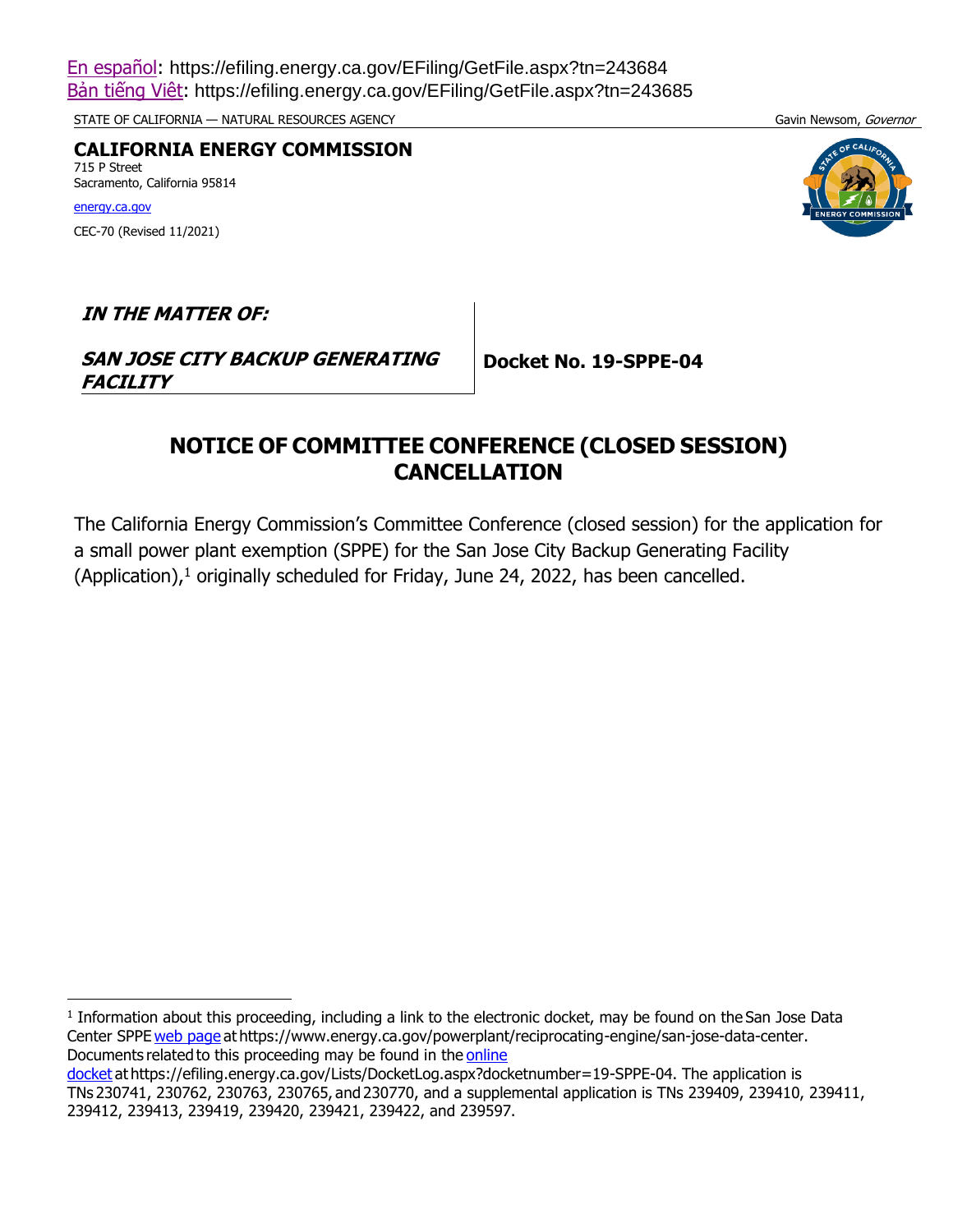[En español](https://efiling.energy.ca.gov/EFiling/GetFile.aspx?tn=243684): https://efiling.energy.ca.gov/EFiling/GetFile.aspx?tn=243684
[Bản tiếng Việt](https://efiling.energy.ca.gov/EFiling/GetFile.aspx?tn=243685): https://efiling.energy.ca.gov/EFiling/GetFile.aspx?tn=243685

STATE OF CALIFORNIA — NATURAL RESOURCES AGENCY Gavin Newsom, *Governor*

**CALIFORNIA ENERGY COMMISSION**
715 P Street
Sacramento, California 95814

energy.ca.gov

CEC-70 (Revised 11/2021)

| | |
|---|---|
| ***IN THE MATTER OF:*** <br><br> ***SAN JOSE CITY BACKUP GENERATING FACILITY*** | **Docket No. 19-SPPE-04** |

# NOTICE OF COMMITTEE CONFERENCE (CLOSED SESSION) CANCELLATION

The California Energy Commission's Committee Conference (closed session) for the application for a small power plant exemption (SPPE) for the San Jose City Backup Generating Facility (Application),[1] originally scheduled for Friday, June 24, 2022, has been cancelled.

---

[1] Information about this proceeding, including a link to the electronic docket, may be found on the San Jose Data Center SPPE web page at https://www.energy.ca.gov/powerplant/reciprocating-engine/san-jose-data-center. Documents related to this proceeding may be found in the online docket at https://efiling.energy.ca.gov/Lists/DocketLog.aspx?docketnumber=19-SPPE-04. The application is TNs 230741, 230762, 230763, 230765, and 230770, and a supplemental application is TNs 239409, 239410, 239411, 239412, 239413, 239419, 239420, 239421, 239422, and 239597.